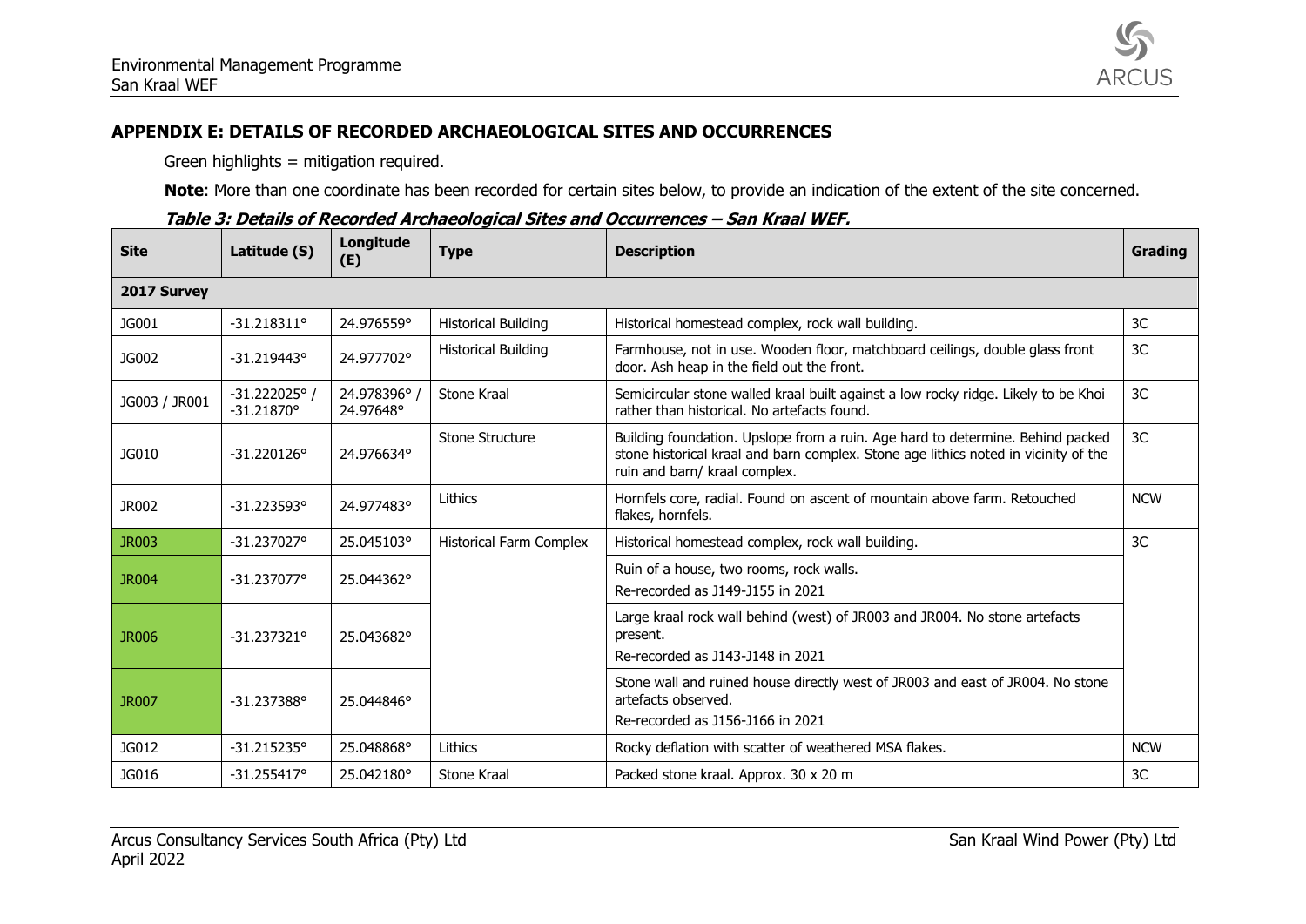## APPENDIX E: DETAILS OF RECORDED ARCHAEOLOGICAL SITES AND OCCURRENCES

Green highlights = mitigation required.

**Note**: More than one coordinate has been recorded for certain sites below, to provide an indication of the extent of the site concerned.

***Table 3: Details of Recorded Archaeological Sites and Occurrences – San Kraal WEF.***

| Site | Latitude (S) | Longitude (E) | Type | Description | Grading |
|---|---|---|---|---|---|
| **2017 Survey** | | | | | |
| JG001 | -31.218311° | 24.976559° | Historical Building | Historical homestead complex, rock wall building. | 3C |
| JG002 | -31.219443° | 24.977702° | Historical Building | Farmhouse, not in use. Wooden floor, matchboard ceilings, double glass front door. Ash heap in the field out the front. | 3C |
| JG003 / JR001 | -31.222025° / -31.21870° | 24.978396° / 24.97648° | Stone Kraal | Semicircular stone walled kraal built against a low rocky ridge. Likely to be Khoi rather than historical. No artefacts found. | 3C |
| JG010 | -31.220126° | 24.976634° | Stone Structure | Building foundation. Upslope from a ruin. Age hard to determine. Behind packed stone historical kraal and barn complex. Stone age lithics noted in vicinity of the ruin and barn/ kraal complex. | 3C |
| JR002 | -31.223593° | 24.977483° | Lithics | Hornfels core, radial. Found on ascent of mountain above farm. Retouched flakes, hornfels. | NCW |
| JR003 | -31.237027° | 25.045103° | Historical Farm Complex | Historical homestead complex, rock wall building. | 3C |
| JR004 | -31.237077° | 25.044362° | | Ruin of a house, two rooms, rock walls.<br>Re-recorded as J149-J155 in 2021 | |
| JR006 | -31.237321° | 25.043682° | | Large kraal rock wall behind (west) of JR003 and JR004. No stone artefacts present.<br>Re-recorded as J143-J148 in 2021 | |
| JR007 | -31.237388° | 25.044846° | | Stone wall and ruined house directly west of JR003 and east of JR004. No stone artefacts observed.<br>Re-recorded as J156-J166 in 2021 | |
| JG012 | -31.215235° | 25.048868° | Lithics | Rocky deflation with scatter of weathered MSA flakes. | NCW |
| JG016 | -31.255417° | 25.042180° | Stone Kraal | Packed stone kraal. Approx. 30 x 20 m | 3C |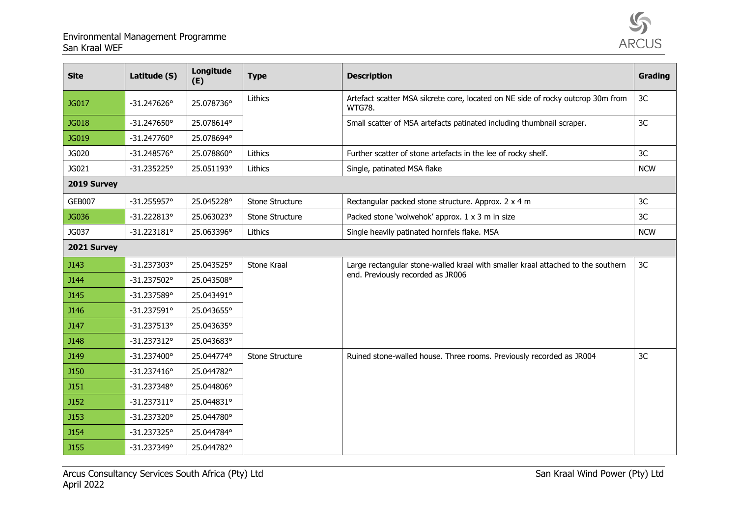| Site | Latitude (S) | Longitude (E) | Type | Description | Grading |
|---|---|---|---|---|---|
| JG017 | -31.247626° | 25.078736° | Lithics | Artefact scatter MSA silcrete core, located on NE side of rocky outcrop 30m from WTG78. | 3C |
| JG018 | -31.247650° | 25.078614° | | Small scatter of MSA artefacts patinated including thumbnail scraper. | 3C |
| JG019 | -31.247760° | 25.078694° | | | |
| JG020 | -31.248576° | 25.078860° | Lithics | Further scatter of stone artefacts in the lee of rocky shelf. | 3C |
| JG021 | -31.235225° | 25.051193° | Lithics | Single, patinated MSA flake | NCW |
| **2019 Survey** | | | | | |
| GEB007 | -31.255957° | 25.045228° | Stone Structure | Rectangular packed stone structure. Approx. 2 x 4 m | 3C |
| JG036 | -31.222813° | 25.063023° | Stone Structure | Packed stone 'wolwehok' approx. 1 x 3 m in size | 3C |
| JG037 | -31.223181° | 25.063396° | Lithics | Single heavily patinated hornfels flake. MSA | NCW |
| **2021 Survey** | | | | | |
| J143 | -31.237303° | 25.043525° | Stone Kraal | Large rectangular stone-walled kraal with smaller kraal attached to the southern end. Previously recorded as JR006 | 3C |
| J144 | -31.237502° | 25.043508° | | | |
| J145 | -31.237589° | 25.043491° | | | |
| J146 | -31.237591° | 25.043655° | | | |
| J147 | -31.237513° | 25.043635° | | | |
| J148 | -31.237312° | 25.043683° | | | |
| J149 | -31.237400° | 25.044774° | Stone Structure | Ruined stone-walled house. Three rooms. Previously recorded as JR004 | 3C |
| J150 | -31.237416° | 25.044782° | | | |
| J151 | -31.237348° | 25.044806° | | | |
| J152 | -31.237311° | 25.044831° | | | |
| J153 | -31.237320° | 25.044780° | | | |
| J154 | -31.237325° | 25.044784° | | | |
| J155 | -31.237349° | 25.044782° | | | |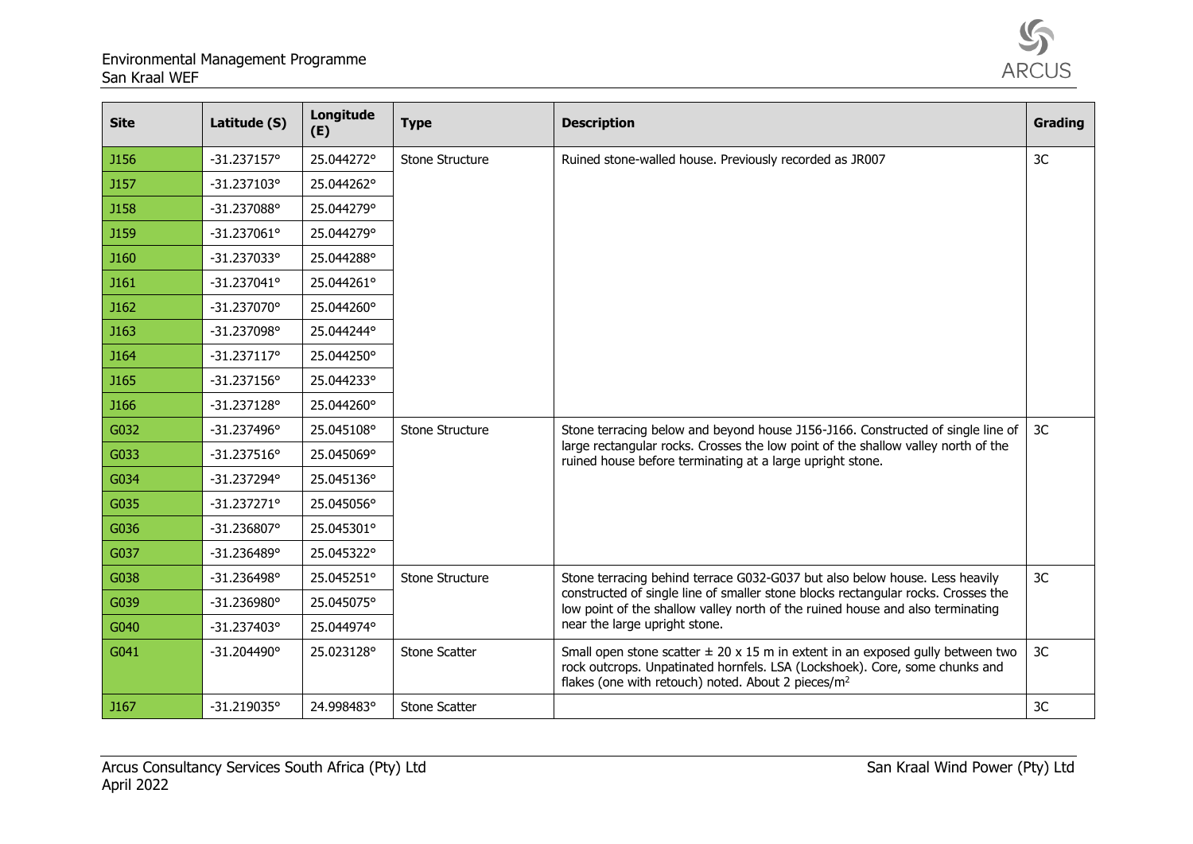| Site | Latitude (S) | Longitude (E) | Type | Description | Grading |
|---|---|---|---|---|---|
| J156 | -31.237157° | 25.044272° | Stone Structure | Ruined stone-walled house. Previously recorded as JR007 | 3C |
| J157 | -31.237103° | 25.044262° | | | |
| J158 | -31.237088° | 25.044279° | | | |
| J159 | -31.237061° | 25.044279° | | | |
| J160 | -31.237033° | 25.044288° | | | |
| J161 | -31.237041° | 25.044261° | | | |
| J162 | -31.237070° | 25.044260° | | | |
| J163 | -31.237098° | 25.044244° | | | |
| J164 | -31.237117° | 25.044250° | | | |
| J165 | -31.237156° | 25.044233° | | | |
| J166 | -31.237128° | 25.044260° | | | |
| G032 | -31.237496° | 25.045108° | Stone Structure | Stone terracing below and beyond house J156-J166. Constructed of single line of large rectangular rocks. Crosses the low point of the shallow valley north of the ruined house before terminating at a large upright stone. | 3C |
| G033 | -31.237516° | 25.045069° | | | |
| G034 | -31.237294° | 25.045136° | | | |
| G035 | -31.237271° | 25.045056° | | | |
| G036 | -31.236807° | 25.045301° | | | |
| G037 | -31.236489° | 25.045322° | | | |
| G038 | -31.236498° | 25.045251° | Stone Structure | Stone terracing behind terrace G032-G037 but also below house. Less heavily constructed of single line of smaller stone blocks rectangular rocks. Crosses the low point of the shallow valley north of the ruined house and also terminating near the large upright stone. | 3C |
| G039 | -31.236980° | 25.045075° | | | |
| G040 | -31.237403° | 25.044974° | | | |
| G041 | -31.204490° | 25.023128° | Stone Scatter | Small open stone scatter ± 20 x 15 m in extent in an exposed gully between two rock outcrops. Unpatinated hornfels. LSA (Lockshoek). Core, some chunks and flakes (one with retouch) noted. About 2 pieces/$m^2$ | 3C |
| J167 | -31.219035° | 24.998483° | Stone Scatter | | 3C |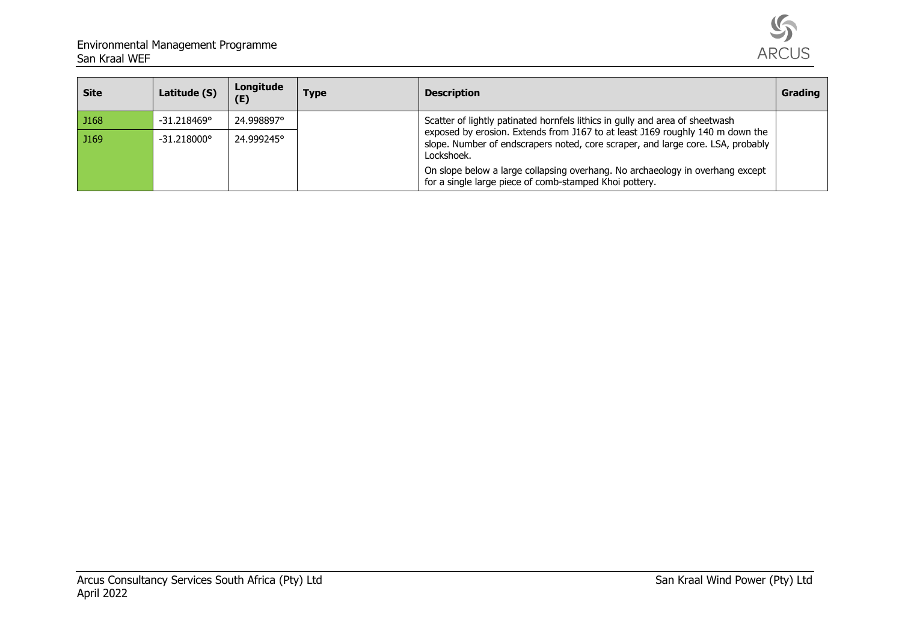| Site | Latitude (S) | Longitude (E) | Type | Description | Grading |
|---|---|---|---|---|---|
| J168 | -31.218469° | 24.998897° | | Scatter of lightly patinated hornfels lithics in gully and area of sheetwash exposed by erosion. Extends from J167 to at least J169 roughly 140 m down the slope. Number of endscrapers noted, core scraper, and large core. LSA, probably Lockshoek. | |
| J169 | -31.218000° | 24.999245° | | On slope below a large collapsing overhang. No archaeology in overhang except for a single large piece of comb-stamped Khoi pottery. | |